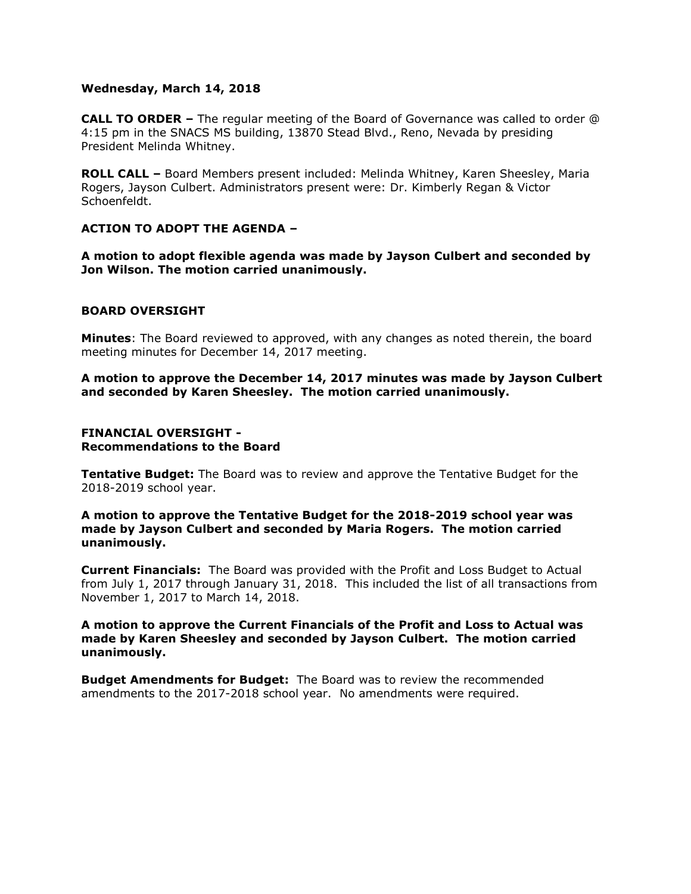**Wednesday, March 14, 2018**

**CALL TO ORDER –** The regular meeting of the Board of Governance was called to order @ 4:15 pm in the SNACS MS building, 13870 Stead Blvd., Reno, Nevada by presiding President Melinda Whitney.

**ROLL CALL –** Board Members present included: Melinda Whitney, Karen Sheesley, Maria Rogers, Jayson Culbert. Administrators present were: Dr. Kimberly Regan & Victor Schoenfeldt.

**ACTION TO ADOPT THE AGENDA –**

**A motion to adopt flexible agenda was made by Jayson Culbert and seconded by Jon Wilson. The motion carried unanimously.**

**BOARD OVERSIGHT**

**Minutes**: The Board reviewed to approved, with any changes as noted therein, the board meeting minutes for December 14, 2017 meeting.

**A motion to approve the December 14, 2017 minutes was made by Jayson Culbert and seconded by Karen Sheesley. The motion carried unanimously.**

**FINANCIAL OVERSIGHT -**
**Recommendations to the Board**

**Tentative Budget:** The Board was to review and approve the Tentative Budget for the 2018-2019 school year.

**A motion to approve the Tentative Budget for the 2018-2019 school year was made by Jayson Culbert and seconded by Maria Rogers. The motion carried unanimously.**

**Current Financials:** The Board was provided with the Profit and Loss Budget to Actual from July 1, 2017 through January 31, 2018. This included the list of all transactions from November 1, 2017 to March 14, 2018.

**A motion to approve the Current Financials of the Profit and Loss to Actual was made by Karen Sheesley and seconded by Jayson Culbert. The motion carried unanimously.**

**Budget Amendments for Budget:** The Board was to review the recommended amendments to the 2017-2018 school year. No amendments were required.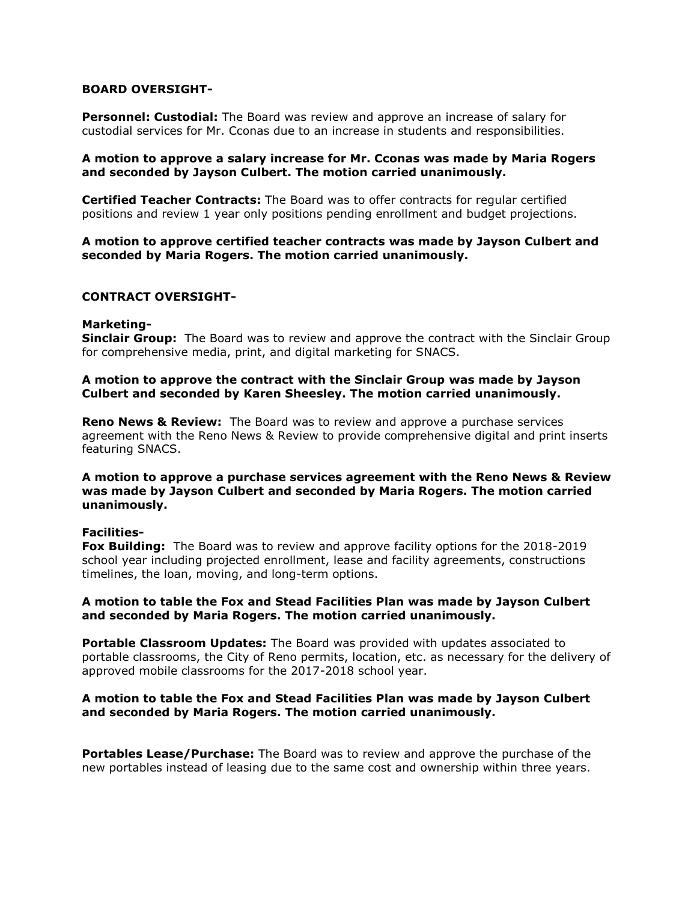**BOARD OVERSIGHT-**

**Personnel: Custodial:** The Board was review and approve an increase of salary for custodial services for Mr. Cconas due to an increase in students and responsibilities.

**A motion to approve a salary increase for Mr. Cconas was made by Maria Rogers and seconded by Jayson Culbert. The motion carried unanimously.**

**Certified Teacher Contracts:** The Board was to offer contracts for regular certified positions and review 1 year only positions pending enrollment and budget projections.

**A motion to approve certified teacher contracts was made by Jayson Culbert and seconded by Maria Rogers. The motion carried unanimously.**

**CONTRACT OVERSIGHT-**

**Marketing-**
**Sinclair Group:** The Board was to review and approve the contract with the Sinclair Group for comprehensive media, print, and digital marketing for SNACS.

**A motion to approve the contract with the Sinclair Group was made by Jayson Culbert and seconded by Karen Sheesley. The motion carried unanimously.**

**Reno News & Review:** The Board was to review and approve a purchase services agreement with the Reno News & Review to provide comprehensive digital and print inserts featuring SNACS.

**A motion to approve a purchase services agreement with the Reno News & Review was made by Jayson Culbert and seconded by Maria Rogers. The motion carried unanimously.**

**Facilities-**
**Fox Building:** The Board was to review and approve facility options for the 2018-2019 school year including projected enrollment, lease and facility agreements, constructions timelines, the loan, moving, and long-term options.

**A motion to table the Fox and Stead Facilities Plan was made by Jayson Culbert and seconded by Maria Rogers. The motion carried unanimously.**

**Portable Classroom Updates:** The Board was provided with updates associated to portable classrooms, the City of Reno permits, location, etc. as necessary for the delivery of approved mobile classrooms for the 2017-2018 school year.

**A motion to table the Fox and Stead Facilities Plan was made by Jayson Culbert and seconded by Maria Rogers. The motion carried unanimously.**

**Portables Lease/Purchase:** The Board was to review and approve the purchase of the new portables instead of leasing due to the same cost and ownership within three years.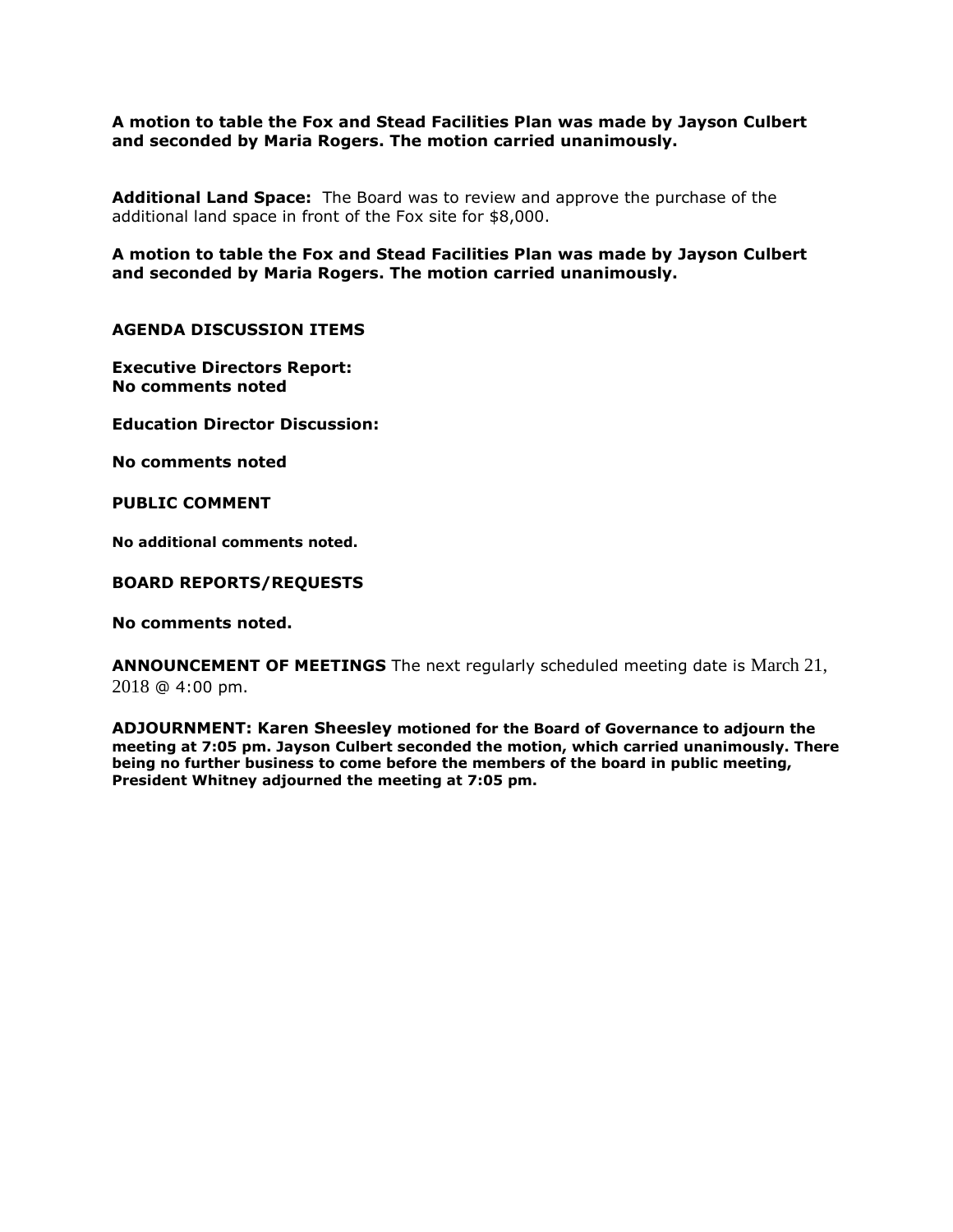**A motion to table the Fox and Stead Facilities Plan was made by Jayson Culbert and seconded by Maria Rogers. The motion carried unanimously.**

**Additional Land Space:** The Board was to review and approve the purchase of the additional land space in front of the Fox site for $8,000.

**A motion to table the Fox and Stead Facilities Plan was made by Jayson Culbert and seconded by Maria Rogers. The motion carried unanimously.**

**AGENDA DISCUSSION ITEMS**

**Executive Directors Report:**
**No comments noted**

**Education Director Discussion:**

**No comments noted**

**PUBLIC COMMENT**

**No additional comments noted.**

**BOARD REPORTS/REQUESTS**

**No comments noted.**

**ANNOUNCEMENT OF MEETINGS** The next regularly scheduled meeting date is March 21, 2018 @ 4:00 pm.

**ADJOURNMENT: Karen Sheesley motioned for the Board of Governance to adjourn the meeting at 7:05 pm. Jayson Culbert seconded the motion, which carried unanimously. There being no further business to come before the members of the board in public meeting, President Whitney adjourned the meeting at 7:05 pm.**